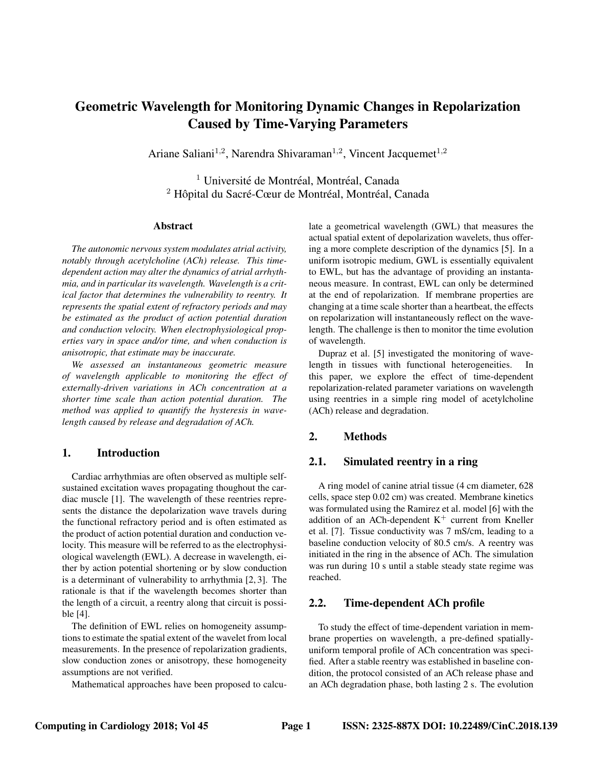# Geometric Wavelength for Monitoring Dynamic Changes in Repolarization Caused by Time-Varying Parameters

Ariane Saliani[1,2], Narendra Shivaraman[1,2], Vincent Jacquemet[1,2]

[1] Université de Montréal, Montréal, Canada
[2] Hôpital du Sacré-Cœur de Montréal, Montréal, Canada

## Abstract

*The autonomic nervous system modulates atrial activity, notably through acetylcholine (ACh) release. This time-dependent action may alter the dynamics of atrial arrhythmia, and in particular its wavelength. Wavelength is a critical factor that determines the vulnerability to reentry. It represents the spatial extent of refractory periods and may be estimated as the product of action potential duration and conduction velocity. When electrophysiological properties vary in space and/or time, and when conduction is anisotropic, that estimate may be inaccurate.*

*We assessed an instantaneous geometric measure of wavelength applicable to monitoring the effect of externally-driven variations in ACh concentration at a shorter time scale than action potential duration. The method was applied to quantify the hysteresis in wavelength caused by release and degradation of ACh.*

## 1. Introduction

Cardiac arrhythmias are often observed as multiple self-sustained excitation waves propagating thoughout the cardiac muscle [1]. The wavelength of these reentries represents the distance the depolarization wave travels during the functional refractory period and is often estimated as the product of action potential duration and conduction velocity. This measure will be referred to as the electrophysiological wavelength (EWL). A decrease in wavelength, either by action potential shortening or by slow conduction is a determinant of vulnerability to arrhythmia [2, 3]. The rationale is that if the wavelength becomes shorter than the length of a circuit, a reentry along that circuit is possible [4].

The definition of EWL relies on homogeneity assumptions to estimate the spatial extent of the wavelet from local measurements. In the presence of repolarization gradients, slow conduction zones or anisotropy, these homogeneity assumptions are not verified.

Mathematical approaches have been proposed to calculate a geometrical wavelength (GWL) that measures the actual spatial extent of depolarization wavelets, thus offering a more complete description of the dynamics [5]. In a uniform isotropic medium, GWL is essentially equivalent to EWL, but has the advantage of providing an instantaneous measure. In contrast, EWL can only be determined at the end of repolarization. If membrane properties are changing at a time scale shorter than a heartbeat, the effects on repolarization will instantaneously reflect on the wavelength. The challenge is then to monitor the time evolution of wavelength.

Dupraz et al. [5] investigated the monitoring of wavelength in tissues with functional heterogeneities. In this paper, we explore the effect of time-dependent repolarization-related parameter variations on wavelength using reentries in a simple ring model of acetylcholine (ACh) release and degradation.

## 2. Methods

### 2.1. Simulated reentry in a ring

A ring model of canine atrial tissue (4 cm diameter, 628 cells, space step 0.02 cm) was created. Membrane kinetics was formulated using the Ramirez et al. model [6] with the addition of an ACh-dependent $K^+$ current from Kneller et al. [7]. Tissue conductivity was 7 mS/cm, leading to a baseline conduction velocity of 80.5 cm/s. A reentry was initiated in the ring in the absence of ACh. The simulation was run during 10 s until a stable steady state regime was reached.

### 2.2. Time-dependent ACh profile

To study the effect of time-dependent variation in membrane properties on wavelength, a pre-defined spatially-uniform temporal profile of ACh concentration was specified. After a stable reentry was established in baseline condition, the protocol consisted of an ACh release phase and an ACh degradation phase, both lasting 2 s. The evolution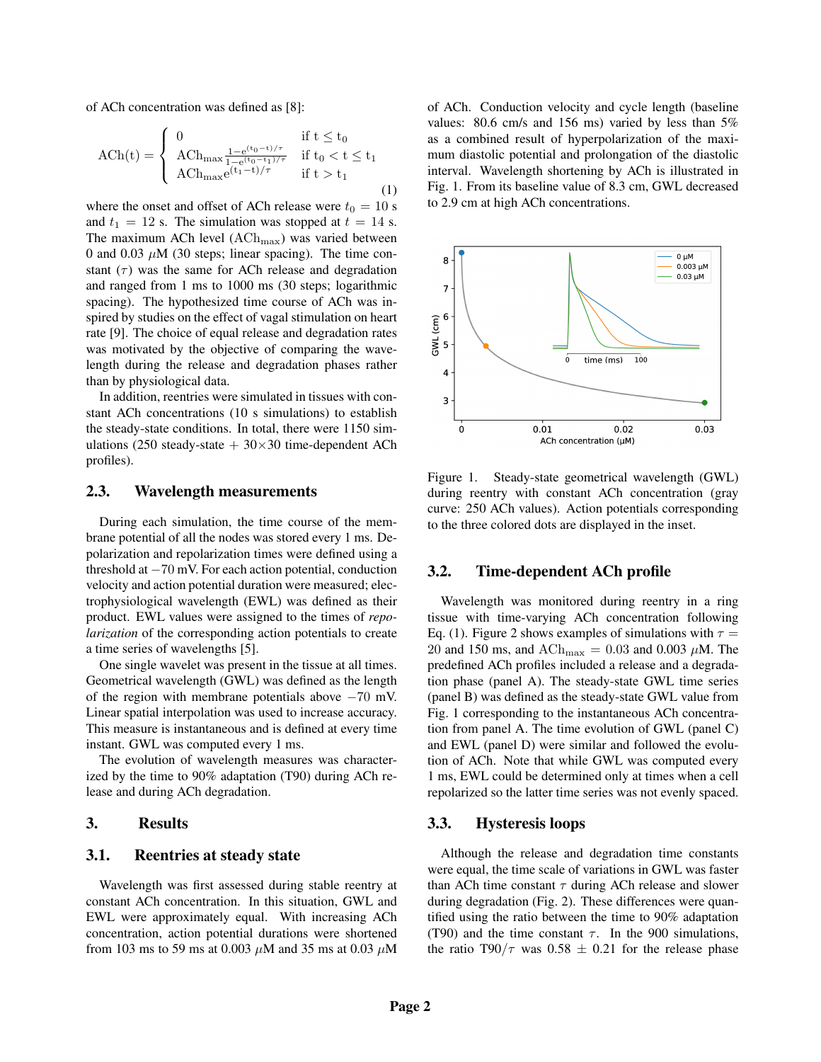of ACh concentration was defined as [8]:

$$
\text{ACh(t)} = \begin{cases} 0 & \text{if } t \leq t_0 \\ \text{ACh}_{\text{max}} \frac{1-e^{(t_0-t)/\tau}}{1-e^{(t_0-t_1)/\tau}} & \text{if } t_0 < t \leq t_1 \\ \text{ACh}_{\text{max}} e^{(t_1-t)/\tau} & \text{if } t > t_1 \end{cases} \tag{1}
$$

where the onset and offset of ACh release were $t_0 = 10$ s and $t_1 = 12$ s. The simulation was stopped at $t = 14$ s. The maximum ACh level ($\text{ACh}_{\text{max}}$) was varied between 0 and 0.03 $\mu$M (30 steps; linear spacing). The time constant ($\tau$) was the same for ACh release and degradation and ranged from 1 ms to 1000 ms (30 steps; logarithmic spacing). The hypothesized time course of ACh was inspired by studies on the effect of vagal stimulation on heart rate [9]. The choice of equal release and degradation rates was motivated by the objective of comparing the wavelength during the release and degradation phases rather than by physiological data.

In addition, reentries were simulated in tissues with constant ACh concentrations (10 s simulations) to establish the steady-state conditions. In total, there were 1150 simulations (250 steady-state + 30×30 time-dependent ACh profiles).

## 2.3. Wavelength measurements

During each simulation, the time course of the membrane potential of all the nodes was stored every 1 ms. Depolarization and repolarization times were defined using a threshold at $-70$ mV. For each action potential, conduction velocity and action potential duration were measured; electrophysiological wavelength (EWL) was defined as their product. EWL values were assigned to the times of *repolarization* of the corresponding action potentials to create a time series of wavelengths [5].

One single wavelet was present in the tissue at all times. Geometrical wavelength (GWL) was defined as the length of the region with membrane potentials above $-70$ mV. Linear spatial interpolation was used to increase accuracy. This measure is instantaneous and is defined at every time instant. GWL was computed every 1 ms.

The evolution of wavelength measures was characterized by the time to 90% adaptation (T90) during ACh release and during ACh degradation.

# 3. Results

## 3.1. Reentries at steady state

Wavelength was first assessed during stable reentry at constant ACh concentration. In this situation, GWL and EWL were approximately equal. With increasing ACh concentration, action potential durations were shortened from 103 ms to 59 ms at 0.003 $\mu$M and 35 ms at 0.03 $\mu$M of ACh. Conduction velocity and cycle length (baseline values: 80.6 cm/s and 156 ms) varied by less than 5% as a combined result of hyperpolarization of the maximum diastolic potential and prolongation of the diastolic interval. Wavelength shortening by ACh is illustrated in Fig. 1. From its baseline value of 8.3 cm, GWL decreased to 2.9 cm at high ACh concentrations.

Figure 1. Steady-state geometrical wavelength (GWL) during reentry with constant ACh concentration (gray curve: 250 ACh values). Action potentials corresponding to the three colored dots are displayed in the inset.

## 3.2. Time-dependent ACh profile

Wavelength was monitored during reentry in a ring tissue with time-varying ACh concentration following Eq. (1). Figure 2 shows examples of simulations with $\tau =$ 20 and 150 ms, and $\text{ACh}_{\text{max}} = 0.03$ and 0.003 $\mu$M. The predefined ACh profiles included a release and a degradation phase (panel A). The steady-state GWL time series (panel B) was defined as the steady-state GWL value from Fig. 1 corresponding to the instantaneous ACh concentration from panel A. The time evolution of GWL (panel C) and EWL (panel D) were similar and followed the evolution of ACh. Note that while GWL was computed every 1 ms, EWL could be determined only at times when a cell repolarized so the latter time series was not evenly spaced.

## 3.3. Hysteresis loops

Although the release and degradation time constants were equal, the time scale of variations in GWL was faster than ACh time constant $\tau$ during ACh release and slower during degradation (Fig. 2). These differences were quantified using the ratio between the time to 90% adaptation (T90) and the time constant $\tau$. In the 900 simulations, the ratio T90/$\tau$ was 0.58 ± 0.21 for the release phase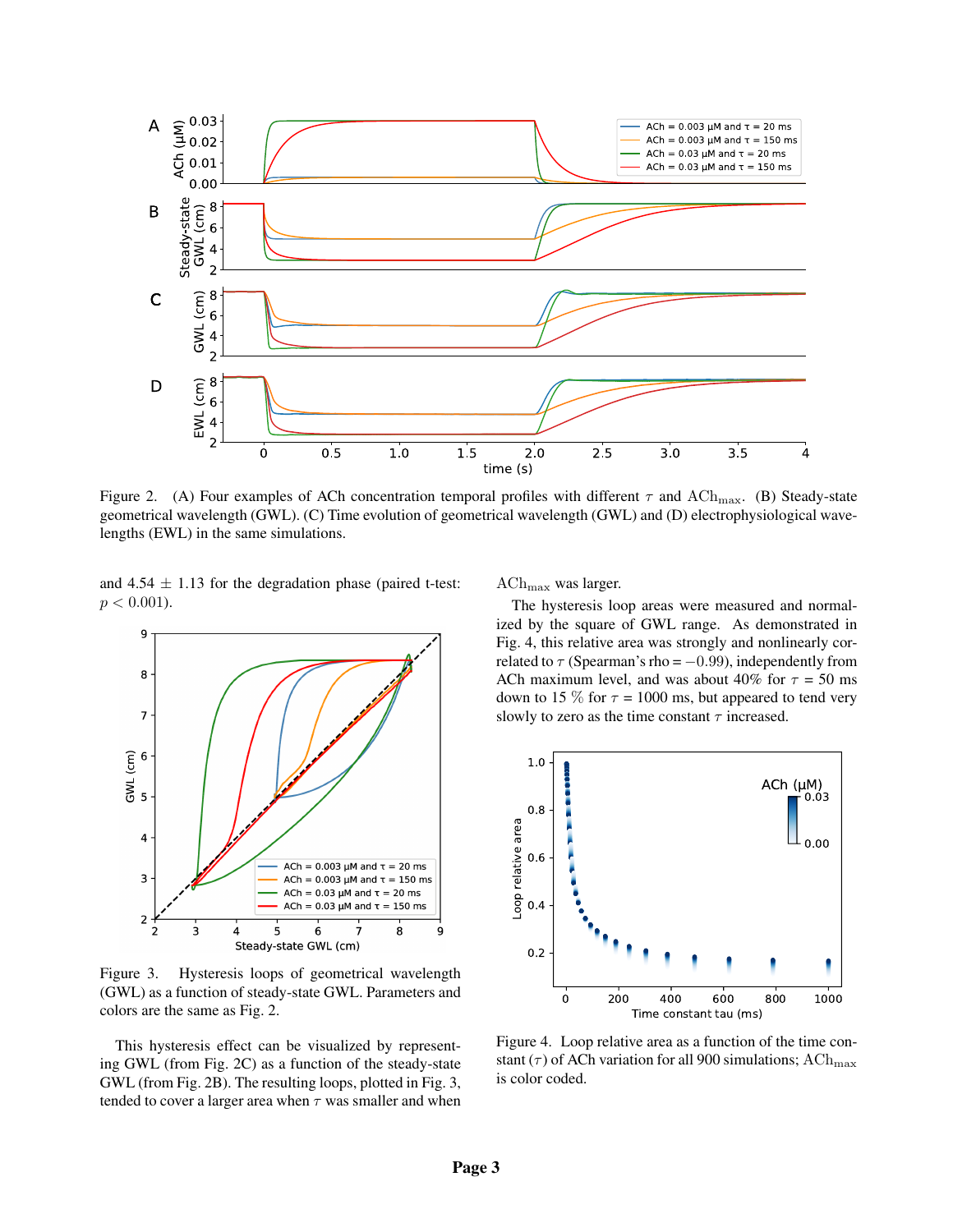Figure 2. (A) Four examples of ACh concentration temporal profiles with different $\tau$ and $\mathrm{ACh}_{\max}$. (B) Steady-state geometrical wavelength (GWL). (C) Time evolution of geometrical wavelength (GWL) and (D) electrophysiological wavelengths (EWL) in the same simulations.

and 4.54 $\pm$ 1.13 for the degradation phase (paired t-test: $p < 0.001$).

Figure 3. Hysteresis loops of geometrical wavelength (GWL) as a function of steady-state GWL. Parameters and colors are the same as Fig. 2.

This hysteresis effect can be visualized by representing GWL (from Fig. 2C) as a function of the steady-state GWL (from Fig. 2B). The resulting loops, plotted in Fig. 3, tended to cover a larger area when $\tau$ was smaller and when $\mathrm{ACh}_{\max}$ was larger.

The hysteresis loop areas were measured and normalized by the square of GWL range. As demonstrated in Fig. 4, this relative area was strongly and nonlinearly correlated to $\tau$ (Spearman's rho = $-0.99$), independently from ACh maximum level, and was about 40% for $\tau$ = 50 ms down to 15 % for $\tau$ = 1000 ms, but appeared to tend very slowly to zero as the time constant $\tau$ increased.

Figure 4. Loop relative area as a function of the time constant ($\tau$) of ACh variation for all 900 simulations; $\mathrm{ACh}_{\max}$ is color coded.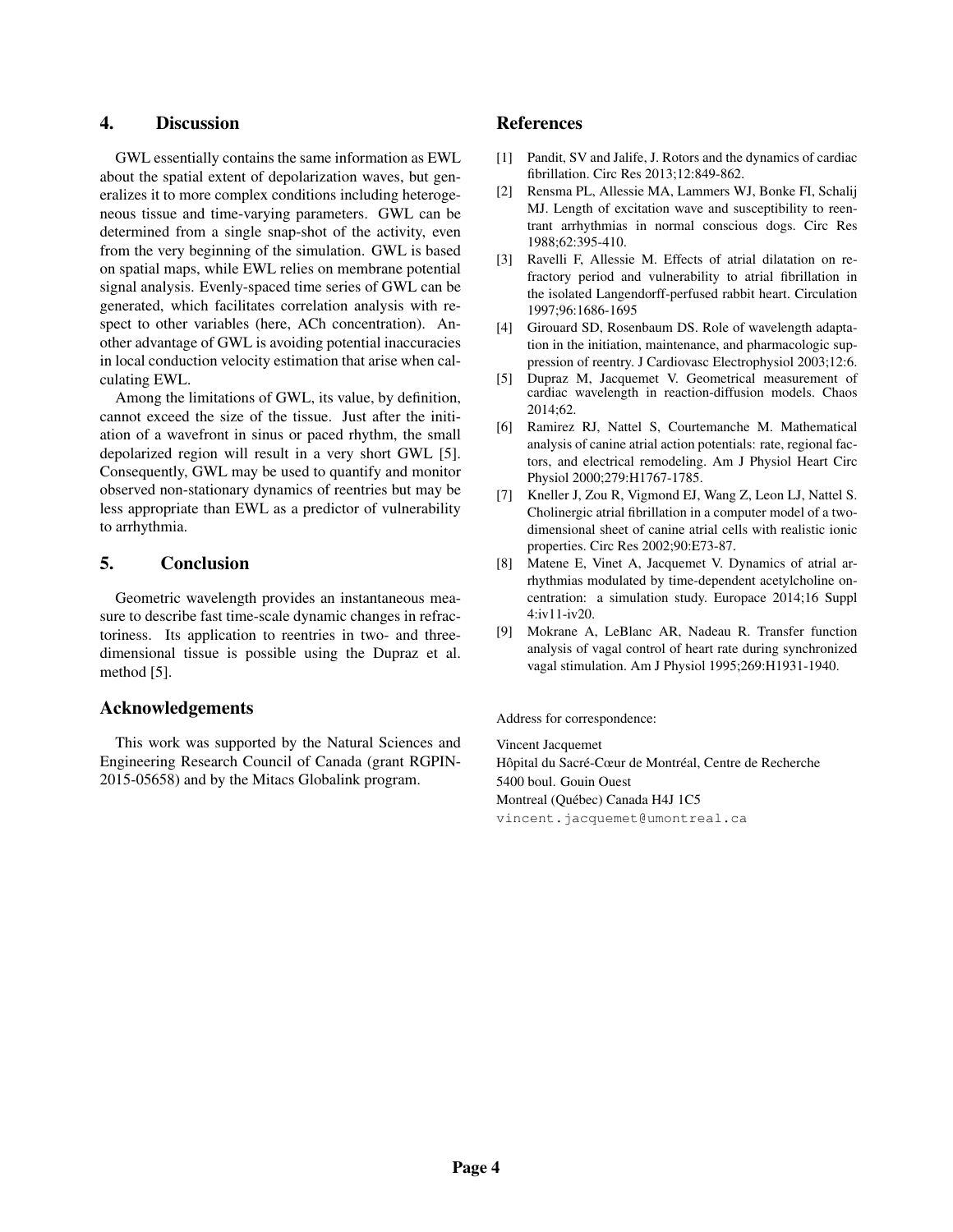## 4. Discussion

GWL essentially contains the same information as EWL about the spatial extent of depolarization waves, but generalizes it to more complex conditions including heterogeneous tissue and time-varying parameters. GWL can be determined from a single snap-shot of the activity, even from the very beginning of the simulation. GWL is based on spatial maps, while EWL relies on membrane potential signal analysis. Evenly-spaced time series of GWL can be generated, which facilitates correlation analysis with respect to other variables (here, ACh concentration). Another advantage of GWL is avoiding potential inaccuracies in local conduction velocity estimation that arise when calculating EWL.

Among the limitations of GWL, its value, by definition, cannot exceed the size of the tissue. Just after the initiation of a wavefront in sinus or paced rhythm, the small depolarized region will result in a very short GWL [5]. Consequently, GWL may be used to quantify and monitor observed non-stationary dynamics of reentries but may be less appropriate than EWL as a predictor of vulnerability to arrhythmia.

## 5. Conclusion

Geometric wavelength provides an instantaneous measure to describe fast time-scale dynamic changes in refractoriness. Its application to reentries in two- and three-dimensional tissue is possible using the Dupraz et al. method [5].

## Acknowledgements

This work was supported by the Natural Sciences and Engineering Research Council of Canada (grant RGPIN-2015-05658) and by the Mitacs Globalink program.

## References

[1] Pandit, SV and Jalife, J. Rotors and the dynamics of cardiac fibrillation. Circ Res 2013;12:849-862.

[2] Rensma PL, Allessie MA, Lammers WJ, Bonke FI, Schalij MJ. Length of excitation wave and susceptibility to reentrant arrhythmias in normal conscious dogs. Circ Res 1988;62:395-410.

[3] Ravelli F, Allessie M. Effects of atrial dilatation on refractory period and vulnerability to atrial fibrillation in the isolated Langendorff-perfused rabbit heart. Circulation 1997;96:1686-1695

[4] Girouard SD, Rosenbaum DS. Role of wavelength adaptation in the initiation, maintenance, and pharmacologic suppression of reentry. J Cardiovasc Electrophysiol 2003;12:6.

[5] Dupraz M, Jacquemet V. Geometrical measurement of cardiac wavelength in reaction-diffusion models. Chaos 2014;62.

[6] Ramirez RJ, Nattel S, Courtemanche M. Mathematical analysis of canine atrial action potentials: rate, regional factors, and electrical remodeling. Am J Physiol Heart Circ Physiol 2000;279:H1767-1785.

[7] Kneller J, Zou R, Vigmond EJ, Wang Z, Leon LJ, Nattel S. Cholinergic atrial fibrillation in a computer model of a two-dimensional sheet of canine atrial cells with realistic ionic properties. Circ Res 2002;90:E73-87.

[8] Matene E, Vinet A, Jacquemet V. Dynamics of atrial arrhythmias modulated by time-dependent acetylcholine oncentration: a simulation study. Europace 2014;16 Suppl 4:iv11-iv20.

[9] Mokrane A, LeBlanc AR, Nadeau R. Transfer function analysis of vagal control of heart rate during synchronized vagal stimulation. Am J Physiol 1995;269:H1931-1940.

Address for correspondence:

Vincent Jacquemet
Hôpital du Sacré-Cœur de Montréal, Centre de Recherche
5400 boul. Gouin Ouest
Montreal (Québec) Canada H4J 1C5
vincent.jacquemet@umontreal.ca